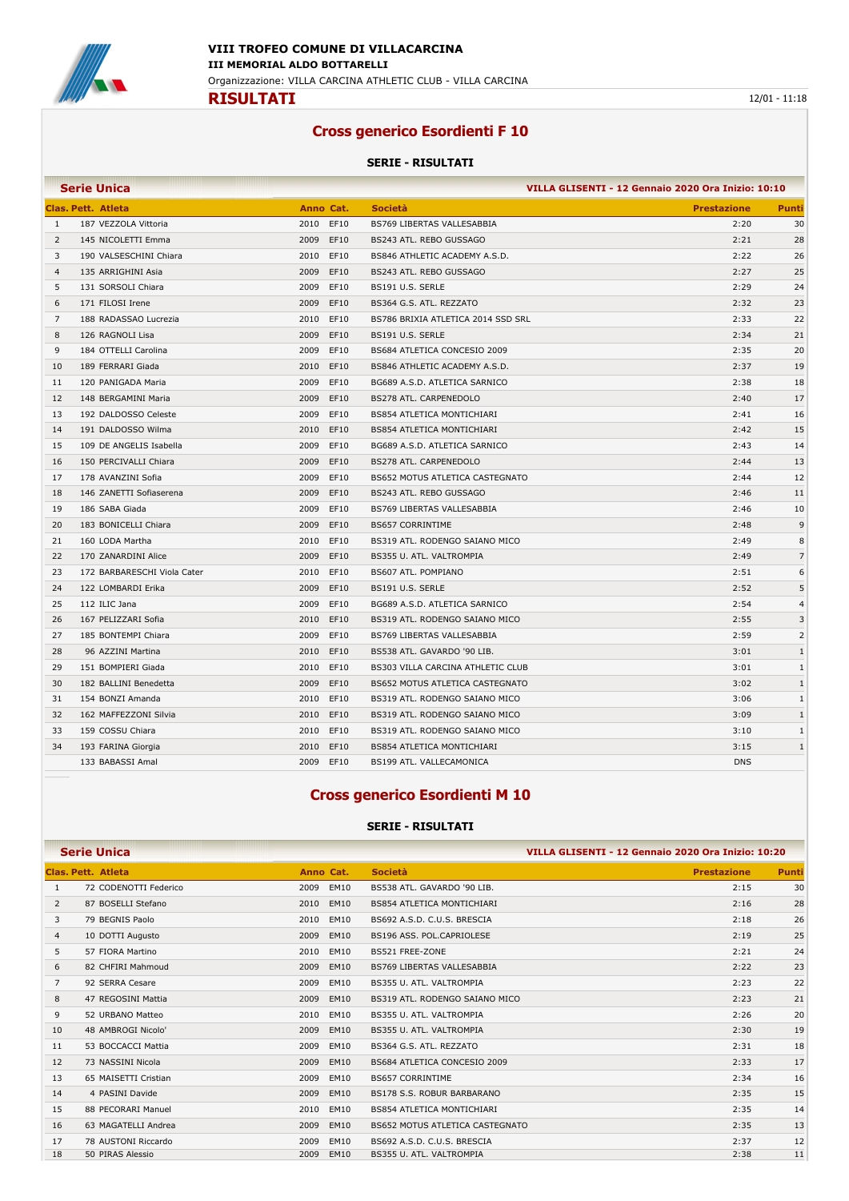**VIII TROFEO COMUNE DI VILLACARCINA**

**III MEMORIAL ALDO BOTTARELLI**

Organizzazione: VILLA CARCINA ATHLETIC CLUB - VILLA CARCINA

# RISULTATI

12/01 - 11:18

## Cross generico Esordienti F 10

### SERIE - RISULTATI

**Serie Unica** — VILLA GLISENTI - 12 Gennaio 2020 Ora Inizio: 10:10

| Clas. | Pett. | Atleta | Anno | Cat. | Società | Prestazione | Punti |
|---|---|---|---|---|---|---|---|
| 1 | 187 | VEZZOLA Vittoria | 2010 | EF10 | BS769 LIBERTAS VALLESABBIA | 2:20 | 30 |
| 2 | 145 | NICOLETTI Emma | 2009 | EF10 | BS243 ATL. REBO GUSSAGO | 2:21 | 28 |
| 3 | 190 | VALSESCHINI Chiara | 2010 | EF10 | BS846 ATHLETIC ACADEMY A.S.D. | 2:22 | 26 |
| 4 | 135 | ARRIGHINI Asia | 2009 | EF10 | BS243 ATL. REBO GUSSAGO | 2:27 | 25 |
| 5 | 131 | SORSOLI Chiara | 2009 | EF10 | BS191 U.S. SERLE | 2:29 | 24 |
| 6 | 171 | FILOSI Irene | 2009 | EF10 | BS364 G.S. ATL. REZZATO | 2:32 | 23 |
| 7 | 188 | RADASSAO Lucrezia | 2010 | EF10 | BS786 BRIXIA ATLETICA 2014 SSD SRL | 2:33 | 22 |
| 8 | 126 | RAGNOLI Lisa | 2009 | EF10 | BS191 U.S. SERLE | 2:34 | 21 |
| 9 | 184 | OTTELLI Carolina | 2009 | EF10 | BS684 ATLETICA CONCESIO 2009 | 2:35 | 20 |
| 10 | 189 | FERRARI Giada | 2010 | EF10 | BS846 ATHLETIC ACADEMY A.S.D. | 2:37 | 19 |
| 11 | 120 | PANIGADA Maria | 2009 | EF10 | BG689 A.S.D. ATLETICA SARNICO | 2:38 | 18 |
| 12 | 148 | BERGAMINI Maria | 2009 | EF10 | BS278 ATL. CARPENEDOLO | 2:40 | 17 |
| 13 | 192 | DALDOSSO Celeste | 2009 | EF10 | BS854 ATLETICA MONTICHIARI | 2:41 | 16 |
| 14 | 191 | DALDOSSO Wilma | 2010 | EF10 | BS854 ATLETICA MONTICHIARI | 2:42 | 15 |
| 15 | 109 | DE ANGELIS Isabella | 2009 | EF10 | BG689 A.S.D. ATLETICA SARNICO | 2:43 | 14 |
| 16 | 150 | PERCIVALLI Chiara | 2009 | EF10 | BS278 ATL. CARPENEDOLO | 2:44 | 13 |
| 17 | 178 | AVANZINI Sofia | 2009 | EF10 | BS652 MOTUS ATLETICA CASTEGNATO | 2:44 | 12 |
| 18 | 146 | ZANETTI Sofiaserena | 2009 | EF10 | BS243 ATL. REBO GUSSAGO | 2:46 | 11 |
| 19 | 186 | SABA Giada | 2009 | EF10 | BS769 LIBERTAS VALLESABBIA | 2:46 | 10 |
| 20 | 183 | BONICELLI Chiara | 2009 | EF10 | BS657 CORRINTIME | 2:48 | 9 |
| 21 | 160 | LODA Martha | 2010 | EF10 | BS319 ATL. RODENGO SAIANO MICO | 2:49 | 8 |
| 22 | 170 | ZANARDINI Alice | 2009 | EF10 | BS355 U. ATL. VALTROMPIA | 2:49 | 7 |
| 23 | 172 | BARBARESCHI Viola Cater | 2010 | EF10 | BS607 ATL. POMPIANO | 2:51 | 6 |
| 24 | 122 | LOMBARDI Erika | 2009 | EF10 | BS191 U.S. SERLE | 2:52 | 5 |
| 25 | 112 | ILIC Jana | 2009 | EF10 | BG689 A.S.D. ATLETICA SARNICO | 2:54 | 4 |
| 26 | 167 | PELIZZARI Sofia | 2010 | EF10 | BS319 ATL. RODENGO SAIANO MICO | 2:55 | 3 |
| 27 | 185 | BONTEMPI Chiara | 2009 | EF10 | BS769 LIBERTAS VALLESABBIA | 2:59 | 2 |
| 28 | 96 | AZZINI Martina | 2010 | EF10 | BS538 ATL. GAVARDO '90 LIB. | 3:01 | 1 |
| 29 | 151 | BOMPIERI Giada | 2010 | EF10 | BS303 VILLA CARCINA ATHLETIC CLUB | 3:01 | 1 |
| 30 | 182 | BALLINI Benedetta | 2009 | EF10 | BS652 MOTUS ATLETICA CASTEGNATO | 3:02 | 1 |
| 31 | 154 | BONZI Amanda | 2010 | EF10 | BS319 ATL. RODENGO SAIANO MICO | 3:06 | 1 |
| 32 | 162 | MAFFEZZONI Silvia | 2010 | EF10 | BS319 ATL. RODENGO SAIANO MICO | 3:09 | 1 |
| 33 | 159 | COSSU Chiara | 2010 | EF10 | BS319 ATL. RODENGO SAIANO MICO | 3:10 | 1 |
| 34 | 193 | FARINA Giorgia | 2010 | EF10 | BS854 ATLETICA MONTICHIARI | 3:15 | 1 |
| | 133 | BABASSI Amal | 2009 | EF10 | BS199 ATL. VALLECAMONICA | DNS | |

## Cross generico Esordienti M 10

### SERIE - RISULTATI

**Serie Unica** — VILLA GLISENTI - 12 Gennaio 2020 Ora Inizio: 10:20

| Clas. | Pett. | Atleta | Anno | Cat. | Società | Prestazione | Punti |
|---|---|---|---|---|---|---|---|
| 1 | 72 | CODENOTTI Federico | 2009 | EM10 | BS538 ATL. GAVARDO '90 LIB. | 2:15 | 30 |
| 2 | 87 | BOSELLI Stefano | 2010 | EM10 | BS854 ATLETICA MONTICHIARI | 2:16 | 28 |
| 3 | 79 | BEGNIS Paolo | 2010 | EM10 | BS692 A.S.D. C.U.S. BRESCIA | 2:18 | 26 |
| 4 | 10 | DOTTI Augusto | 2009 | EM10 | BS196 ASS. POL.CAPRIOLESE | 2:19 | 25 |
| 5 | 57 | FIORA Martino | 2010 | EM10 | BS521 FREE-ZONE | 2:21 | 24 |
| 6 | 82 | CHFIRI Mahmoud | 2009 | EM10 | BS769 LIBERTAS VALLESABBIA | 2:22 | 23 |
| 7 | 92 | SERRA Cesare | 2009 | EM10 | BS355 U. ATL. VALTROMPIA | 2:23 | 22 |
| 8 | 47 | REGOSINI Mattia | 2009 | EM10 | BS319 ATL. RODENGO SAIANO MICO | 2:23 | 21 |
| 9 | 52 | URBANO Matteo | 2010 | EM10 | BS355 U. ATL. VALTROMPIA | 2:26 | 20 |
| 10 | 48 | AMBROGI Nicolo' | 2009 | EM10 | BS355 U. ATL. VALTROMPIA | 2:30 | 19 |
| 11 | 53 | BOCCACCI Mattia | 2009 | EM10 | BS364 G.S. ATL. REZZATO | 2:31 | 18 |
| 12 | 73 | NASSINI Nicola | 2009 | EM10 | BS684 ATLETICA CONCESIO 2009 | 2:33 | 17 |
| 13 | 65 | MAISETTI Cristian | 2009 | EM10 | BS657 CORRINTIME | 2:34 | 16 |
| 14 | 4 | PASINI Davide | 2009 | EM10 | BS178 S.S. ROBUR BARBARANO | 2:35 | 15 |
| 15 | 88 | PECORARI Manuel | 2010 | EM10 | BS854 ATLETICA MONTICHIARI | 2:35 | 14 |
| 16 | 63 | MAGATELLI Andrea | 2009 | EM10 | BS652 MOTUS ATLETICA CASTEGNATO | 2:35 | 13 |
| 17 | 78 | AUSTONI Riccardo | 2009 | EM10 | BS692 A.S.D. C.U.S. BRESCIA | 2:37 | 12 |
| 18 | 50 | PIRAS Alessio | 2009 | EM10 | BS355 U. ATL. VALTROMPIA | 2:38 | 11 |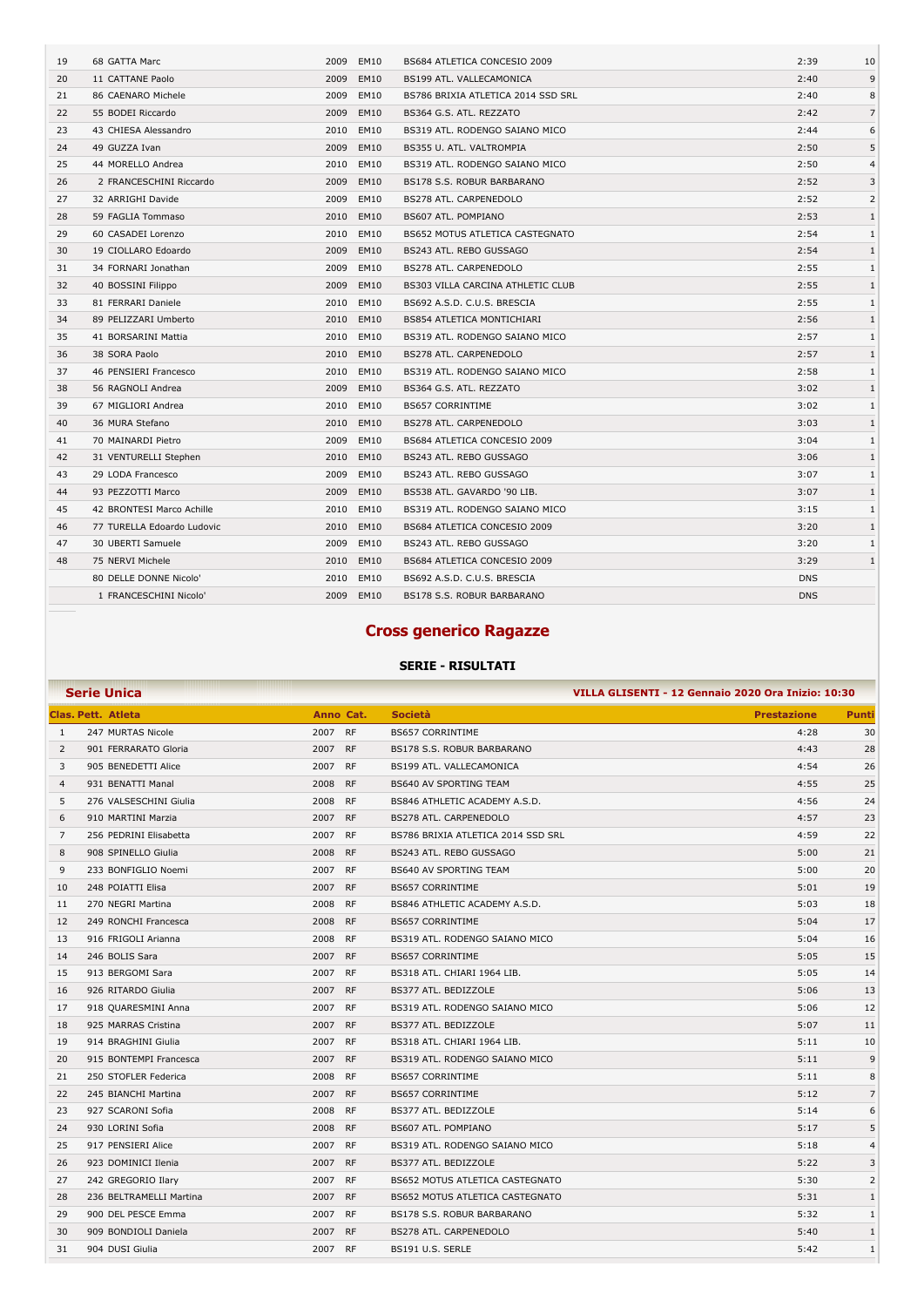| | | | | | | |
|---|---|---|---|---|---|---|
| 19 | 68 GATTA Marc | 2009 | EM10 | BS684 ATLETICA CONCESIO 2009 | 2:39 | 10 |
| 20 | 11 CATTANE Paolo | 2009 | EM10 | BS199 ATL. VALLECAMONICA | 2:40 | 9 |
| 21 | 86 CAENARO Michele | 2009 | EM10 | BS786 BRIXIA ATLETICA 2014 SSD SRL | 2:40 | 8 |
| 22 | 55 BODEI Riccardo | 2009 | EM10 | BS364 G.S. ATL. REZZATO | 2:42 | 7 |
| 23 | 43 CHIESA Alessandro | 2010 | EM10 | BS319 ATL. RODENGO SAIANO MICO | 2:44 | 6 |
| 24 | 49 GUZZA Ivan | 2009 | EM10 | BS355 U. ATL. VALTROMPIA | 2:50 | 5 |
| 25 | 44 MORELLO Andrea | 2010 | EM10 | BS319 ATL. RODENGO SAIANO MICO | 2:50 | 4 |
| 26 | 2 FRANCESCHINI Riccardo | 2009 | EM10 | BS178 S.S. ROBUR BARBARANO | 2:52 | 3 |
| 27 | 32 ARRIGHI Davide | 2009 | EM10 | BS278 ATL. CARPENEDOLO | 2:52 | 2 |
| 28 | 59 FAGLIA Tommaso | 2010 | EM10 | BS607 ATL. POMPIANO | 2:53 | 1 |
| 29 | 60 CASADEI Lorenzo | 2010 | EM10 | BS652 MOTUS ATLETICA CASTEGNATO | 2:54 | 1 |
| 30 | 19 CIOLLARO Edoardo | 2009 | EM10 | BS243 ATL. REBO GUSSAGO | 2:54 | 1 |
| 31 | 34 FORNARI Jonathan | 2009 | EM10 | BS278 ATL. CARPENEDOLO | 2:55 | 1 |
| 32 | 40 BOSSINI Filippo | 2009 | EM10 | BS303 VILLA CARCINA ATHLETIC CLUB | 2:55 | 1 |
| 33 | 81 FERRARI Daniele | 2010 | EM10 | BS692 A.S.D. C.U.S. BRESCIA | 2:55 | 1 |
| 34 | 89 PELIZZARI Umberto | 2010 | EM10 | BS854 ATLETICA MONTICHIARI | 2:56 | 1 |
| 35 | 41 BORSARINI Mattia | 2010 | EM10 | BS319 ATL. RODENGO SAIANO MICO | 2:57 | 1 |
| 36 | 38 SORA Paolo | 2010 | EM10 | BS278 ATL. CARPENEDOLO | 2:57 | 1 |
| 37 | 46 PENSIERI Francesco | 2010 | EM10 | BS319 ATL. RODENGO SAIANO MICO | 2:58 | 1 |
| 38 | 56 RAGNOLI Andrea | 2009 | EM10 | BS364 G.S. ATL. REZZATO | 3:02 | 1 |
| 39 | 67 MIGLIORI Andrea | 2010 | EM10 | BS657 CORRINTIME | 3:02 | 1 |
| 40 | 36 MURA Stefano | 2010 | EM10 | BS278 ATL. CARPENEDOLO | 3:03 | 1 |
| 41 | 70 MAINARDI Pietro | 2009 | EM10 | BS684 ATLETICA CONCESIO 2009 | 3:04 | 1 |
| 42 | 31 VENTURELLI Stephen | 2010 | EM10 | BS243 ATL. REBO GUSSAGO | 3:06 | 1 |
| 43 | 29 LODA Francesco | 2009 | EM10 | BS243 ATL. REBO GUSSAGO | 3:07 | 1 |
| 44 | 93 PEZZOTTI Marco | 2009 | EM10 | BS538 ATL. GAVARDO '90 LIB. | 3:07 | 1 |
| 45 | 42 BRONTESI Marco Achille | 2010 | EM10 | BS319 ATL. RODENGO SAIANO MICO | 3:15 | 1 |
| 46 | 77 TURELLA Edoardo Ludovic | 2010 | EM10 | BS684 ATLETICA CONCESIO 2009 | 3:20 | 1 |
| 47 | 30 UBERTI Samuele | 2009 | EM10 | BS243 ATL. REBO GUSSAGO | 3:20 | 1 |
| 48 | 75 NERVI Michele | 2010 | EM10 | BS684 ATLETICA CONCESIO 2009 | 3:29 | 1 |
| | 80 DELLE DONNE Nicolo' | 2010 | EM10 | BS692 A.S.D. C.U.S. BRESCIA | DNS | |
| | 1 FRANCESCHINI Nicolo' | 2009 | EM10 | BS178 S.S. ROBUR BARBARANO | DNS | |

## Cross generico Ragazze

### SERIE - RISULTATI

**Serie Unica** — VILLA GLISENTI - 12 Gennaio 2020 Ora Inizio: 10:30

| Clas. | Pett. Atleta | Anno | Cat. | Società | Prestazione | Punti |
|---|---|---|---|---|---|---|
| 1 | 247 MURTAS Nicole | 2007 | RF | BS657 CORRINTIME | 4:28 | 30 |
| 2 | 901 FERRARATO Gloria | 2007 | RF | BS178 S.S. ROBUR BARBARANO | 4:43 | 28 |
| 3 | 905 BENEDETTI Alice | 2007 | RF | BS199 ATL. VALLECAMONICA | 4:54 | 26 |
| 4 | 931 BENATTI Manal | 2008 | RF | BS640 AV SPORTING TEAM | 4:55 | 25 |
| 5 | 276 VALSESCHINI Giulia | 2008 | RF | BS846 ATHLETIC ACADEMY A.S.D. | 4:56 | 24 |
| 6 | 910 MARTINI Marzia | 2007 | RF | BS278 ATL. CARPENEDOLO | 4:57 | 23 |
| 7 | 256 PEDRINI Elisabetta | 2007 | RF | BS786 BRIXIA ATLETICA 2014 SSD SRL | 4:59 | 22 |
| 8 | 908 SPINELLO Giulia | 2008 | RF | BS243 ATL. REBO GUSSAGO | 5:00 | 21 |
| 9 | 233 BONFIGLIO Noemi | 2007 | RF | BS640 AV SPORTING TEAM | 5:00 | 20 |
| 10 | 248 POIATTI Elisa | 2007 | RF | BS657 CORRINTIME | 5:01 | 19 |
| 11 | 270 NEGRI Martina | 2008 | RF | BS846 ATHLETIC ACADEMY A.S.D. | 5:03 | 18 |
| 12 | 249 RONCHI Francesca | 2008 | RF | BS657 CORRINTIME | 5:04 | 17 |
| 13 | 916 FRIGOLI Arianna | 2008 | RF | BS319 ATL. RODENGO SAIANO MICO | 5:04 | 16 |
| 14 | 246 BOLIS Sara | 2007 | RF | BS657 CORRINTIME | 5:05 | 15 |
| 15 | 913 BERGOMI Sara | 2007 | RF | BS318 ATL. CHIARI 1964 LIB. | 5:05 | 14 |
| 16 | 926 RITARDO Giulia | 2007 | RF | BS377 ATL. BEDIZZOLE | 5:06 | 13 |
| 17 | 918 QUARESMINI Anna | 2007 | RF | BS319 ATL. RODENGO SAIANO MICO | 5:06 | 12 |
| 18 | 925 MARRAS Cristina | 2007 | RF | BS377 ATL. BEDIZZOLE | 5:07 | 11 |
| 19 | 914 BRAGHINI Giulia | 2007 | RF | BS318 ATL. CHIARI 1964 LIB. | 5:11 | 10 |
| 20 | 915 BONTEMPI Francesca | 2007 | RF | BS319 ATL. RODENGO SAIANO MICO | 5:11 | 9 |
| 21 | 250 STOFLER Federica | 2008 | RF | BS657 CORRINTIME | 5:11 | 8 |
| 22 | 245 BIANCHI Martina | 2007 | RF | BS657 CORRINTIME | 5:12 | 7 |
| 23 | 927 SCARONI Sofia | 2008 | RF | BS377 ATL. BEDIZZOLE | 5:14 | 6 |
| 24 | 930 LORINI Sofia | 2008 | RF | BS607 ATL. POMPIANO | 5:17 | 5 |
| 25 | 917 PENSIERI Alice | 2007 | RF | BS319 ATL. RODENGO SAIANO MICO | 5:18 | 4 |
| 26 | 923 DOMINICI Ilenia | 2007 | RF | BS377 ATL. BEDIZZOLE | 5:22 | 3 |
| 27 | 242 GREGORIO Ilary | 2007 | RF | BS652 MOTUS ATLETICA CASTEGNATO | 5:30 | 2 |
| 28 | 236 BELTRAMELLI Martina | 2007 | RF | BS652 MOTUS ATLETICA CASTEGNATO | 5:31 | 1 |
| 29 | 900 DEL PESCE Emma | 2007 | RF | BS178 S.S. ROBUR BARBARANO | 5:32 | 1 |
| 30 | 909 BONDIOLI Daniela | 2007 | RF | BS278 ATL. CARPENEDOLO | 5:40 | 1 |
| 31 | 904 DUSI Giulia | 2007 | RF | BS191 U.S. SERLE | 5:42 | 1 |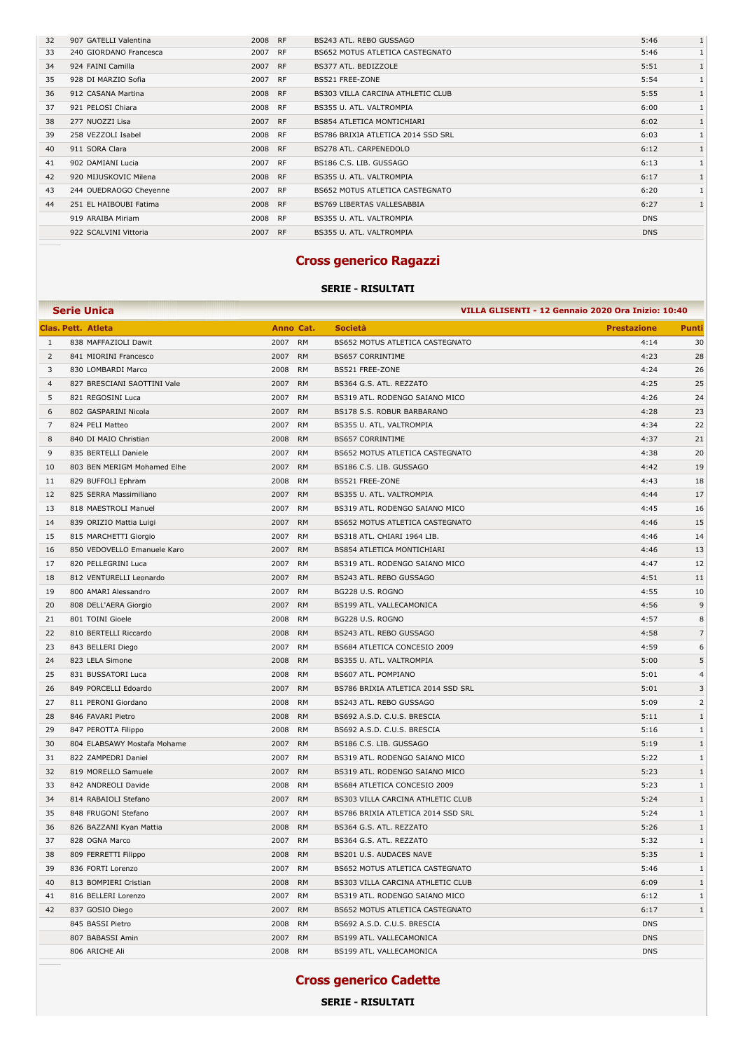| | | | | | | |
|---|---|---|---|---|---|---|
| 32 | 907 GATELLI Valentina | 2008 | RF | BS243 ATL. REBO GUSSAGO | 5:46 | 1 |
| 33 | 240 GIORDANO Francesca | 2007 | RF | BS652 MOTUS ATLETICA CASTEGNATO | 5:46 | 1 |
| 34 | 924 FAINI Camilla | 2007 | RF | BS377 ATL. BEDIZZOLE | 5:51 | 1 |
| 35 | 928 DI MARZIO Sofia | 2007 | RF | BS521 FREE-ZONE | 5:54 | 1 |
| 36 | 912 CASANA Martina | 2008 | RF | BS303 VILLA CARCINA ATHLETIC CLUB | 5:55 | 1 |
| 37 | 921 PELOSI Chiara | 2008 | RF | BS355 U. ATL. VALTROMPIA | 6:00 | 1 |
| 38 | 277 NUOZZI Lisa | 2007 | RF | BS854 ATLETICA MONTICHIARI | 6:02 | 1 |
| 39 | 258 VEZZOLI Isabel | 2008 | RF | BS786 BRIXIA ATLETICA 2014 SSD SRL | 6:03 | 1 |
| 40 | 911 SORA Clara | 2008 | RF | BS278 ATL. CARPENEDOLO | 6:12 | 1 |
| 41 | 902 DAMIANI Lucia | 2007 | RF | BS186 C.S. LIB. GUSSAGO | 6:13 | 1 |
| 42 | 920 MIJUSKOVIC Milena | 2008 | RF | BS355 U. ATL. VALTROMPIA | 6:17 | 1 |
| 43 | 244 OUEDRAOGO Cheyenne | 2007 | RF | BS652 MOTUS ATLETICA CASTEGNATO | 6:20 | 1 |
| 44 | 251 EL HAIBOUBI Fatima | 2008 | RF | BS769 LIBERTAS VALLESABBIA | 6:27 | 1 |
| | 919 ARAIBA Miriam | 2008 | RF | BS355 U. ATL. VALTROMPIA | DNS | |
| | 922 SCALVINI Vittoria | 2007 | RF | BS355 U. ATL. VALTROMPIA | DNS | |

## Cross generico Ragazzi

**SERIE - RISULTATI**

**Serie Unica** — **VILLA GLISENTI - 12 Gennaio 2020 Ora Inizio: 10:40**

| Clas. | Pett. Atleta | Anno | Cat. | Società | Prestazione | Punti |
|---|---|---|---|---|---|---|
| 1 | 838 MAFFAZIOLI Dawit | 2007 | RM | BS652 MOTUS ATLETICA CASTEGNATO | 4:14 | 30 |
| 2 | 841 MIORINI Francesco | 2007 | RM | BS657 CORRINTIME | 4:23 | 28 |
| 3 | 830 LOMBARDI Marco | 2008 | RM | BS521 FREE-ZONE | 4:24 | 26 |
| 4 | 827 BRESCIANI SAOTTINI Vale | 2007 | RM | BS364 G.S. ATL. REZZATO | 4:25 | 25 |
| 5 | 821 REGOSINI Luca | 2007 | RM | BS319 ATL. RODENGO SAIANO MICO | 4:26 | 24 |
| 6 | 802 GASPARINI Nicola | 2007 | RM | BS178 S.S. ROBUR BARBARANO | 4:28 | 23 |
| 7 | 824 PELI Matteo | 2007 | RM | BS355 U. ATL. VALTROMPIA | 4:34 | 22 |
| 8 | 840 DI MAIO Christian | 2008 | RM | BS657 CORRINTIME | 4:37 | 21 |
| 9 | 835 BERTELLI Daniele | 2007 | RM | BS652 MOTUS ATLETICA CASTEGNATO | 4:38 | 20 |
| 10 | 803 BEN MERIGM Mohamed Elhe | 2007 | RM | BS186 C.S. LIB. GUSSAGO | 4:42 | 19 |
| 11 | 829 BUFFOLI Ephram | 2008 | RM | BS521 FREE-ZONE | 4:43 | 18 |
| 12 | 825 SERRA Massimiliano | 2007 | RM | BS355 U. ATL. VALTROMPIA | 4:44 | 17 |
| 13 | 818 MAESTROLI Manuel | 2007 | RM | BS319 ATL. RODENGO SAIANO MICO | 4:45 | 16 |
| 14 | 839 ORIZIO Mattia Luigi | 2007 | RM | BS652 MOTUS ATLETICA CASTEGNATO | 4:46 | 15 |
| 15 | 815 MARCHETTI Giorgio | 2007 | RM | BS318 ATL. CHIARI 1964 LIB. | 4:46 | 14 |
| 16 | 850 VEDOVELLO Emanuele Karo | 2007 | RM | BS854 ATLETICA MONTICHIARI | 4:46 | 13 |
| 17 | 820 PELLEGRINI Luca | 2007 | RM | BS319 ATL. RODENGO SAIANO MICO | 4:47 | 12 |
| 18 | 812 VENTURELLI Leonardo | 2007 | RM | BS243 ATL. REBO GUSSAGO | 4:51 | 11 |
| 19 | 800 AMARI Alessandro | 2007 | RM | BG228 U.S. ROGNO | 4:55 | 10 |
| 20 | 808 DELL'AERA Giorgio | 2007 | RM | BS199 ATL. VALLECAMONICA | 4:56 | 9 |
| 21 | 801 TOINI Gioele | 2008 | RM | BG228 U.S. ROGNO | 4:57 | 8 |
| 22 | 810 BERTELLI Riccardo | 2008 | RM | BS243 ATL. REBO GUSSAGO | 4:58 | 7 |
| 23 | 843 BELLERI Diego | 2007 | RM | BS684 ATLETICA CONCESIO 2009 | 4:59 | 6 |
| 24 | 823 LELA Simone | 2008 | RM | BS355 U. ATL. VALTROMPIA | 5:00 | 5 |
| 25 | 831 BUSSATORI Luca | 2008 | RM | BS607 ATL. POMPIANO | 5:01 | 4 |
| 26 | 849 PORCELLI Edoardo | 2007 | RM | BS786 BRIXIA ATLETICA 2014 SSD SRL | 5:01 | 3 |
| 27 | 811 PERONI Giordano | 2008 | RM | BS243 ATL. REBO GUSSAGO | 5:09 | 2 |
| 28 | 846 FAVARI Pietro | 2008 | RM | BS692 A.S.D. C.U.S. BRESCIA | 5:11 | 1 |
| 29 | 847 PEROTTA Filippo | 2008 | RM | BS692 A.S.D. C.U.S. BRESCIA | 5:16 | 1 |
| 30 | 804 ELABSAWY Mostafa Mohame | 2007 | RM | BS186 C.S. LIB. GUSSAGO | 5:19 | 1 |
| 31 | 822 ZAMPEDRI Daniel | 2007 | RM | BS319 ATL. RODENGO SAIANO MICO | 5:22 | 1 |
| 32 | 819 MORELLO Samuele | 2007 | RM | BS319 ATL. RODENGO SAIANO MICO | 5:23 | 1 |
| 33 | 842 ANDREOLI Davide | 2008 | RM | BS684 ATLETICA CONCESIO 2009 | 5:23 | 1 |
| 34 | 814 RABAIOLI Stefano | 2007 | RM | BS303 VILLA CARCINA ATHLETIC CLUB | 5:24 | 1 |
| 35 | 848 FRUGONI Stefano | 2007 | RM | BS786 BRIXIA ATLETICA 2014 SSD SRL | 5:24 | 1 |
| 36 | 826 BAZZANI Kyan Mattia | 2008 | RM | BS364 G.S. ATL. REZZATO | 5:26 | 1 |
| 37 | 828 OGNA Marco | 2007 | RM | BS364 G.S. ATL. REZZATO | 5:32 | 1 |
| 38 | 809 FERRETTI Filippo | 2008 | RM | BS201 U.S. AUDACES NAVE | 5:35 | 1 |
| 39 | 836 FORTI Lorenzo | 2007 | RM | BS652 MOTUS ATLETICA CASTEGNATO | 5:46 | 1 |
| 40 | 813 BOMPIERI Cristian | 2008 | RM | BS303 VILLA CARCINA ATHLETIC CLUB | 6:09 | 1 |
| 41 | 816 BELLERI Lorenzo | 2007 | RM | BS319 ATL. RODENGO SAIANO MICO | 6:12 | 1 |
| 42 | 837 GOSIO Diego | 2007 | RM | BS652 MOTUS ATLETICA CASTEGNATO | 6:17 | 1 |
| | 845 BASSI Pietro | 2008 | RM | BS692 A.S.D. C.U.S. BRESCIA | DNS | |
| | 807 BABASSI Amin | 2007 | RM | BS199 ATL. VALLECAMONICA | DNS | |
| | 806 ARICHE Ali | 2008 | RM | BS199 ATL. VALLECAMONICA | DNS | |

## Cross generico Cadette

**SERIE - RISULTATI**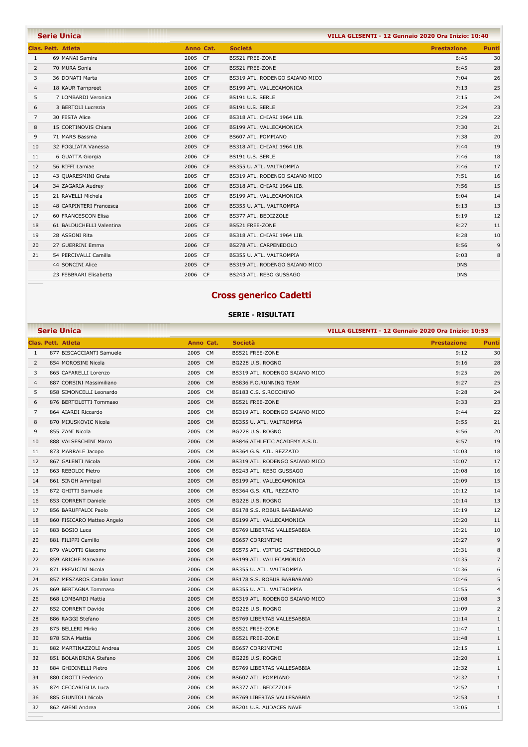**Serie Unica** — VILLA GLISENTI - 12 Gennaio 2020 Ora Inizio: 10:40

| Clas. | Pett. | Atleta | Anno | Cat. | Società | Prestazione | Punti |
|---|---|---|---|---|---|---|---|
| 1 | 69 | MANAI Samira | 2005 | CF | BS521 FREE-ZONE | 6:45 | 30 |
| 2 | 70 | MURA Sonia | 2006 | CF | BS521 FREE-ZONE | 6:45 | 28 |
| 3 | 36 | DONATI Marta | 2005 | CF | BS319 ATL. RODENGO SAIANO MICO | 7:04 | 26 |
| 4 | 18 | KAUR Tarnpreet | 2005 | CF | BS199 ATL. VALLECAMONICA | 7:13 | 25 |
| 5 | 7 | LOMBARDI Veronica | 2006 | CF | BS191 U.S. SERLE | 7:15 | 24 |
| 6 | 3 | BERTOLI Lucrezia | 2005 | CF | BS191 U.S. SERLE | 7:24 | 23 |
| 7 | 30 | FESTA Alice | 2006 | CF | BS318 ATL. CHIARI 1964 LIB. | 7:29 | 22 |
| 8 | 15 | CORTINOVIS Chiara | 2006 | CF | BS199 ATL. VALLECAMONICA | 7:30 | 21 |
| 9 | 71 | MARS Bassma | 2006 | CF | BS607 ATL. POMPIANO | 7:38 | 20 |
| 10 | 32 | FOGLIATA Vanessa | 2005 | CF | BS318 ATL. CHIARI 1964 LIB. | 7:44 | 19 |
| 11 | 6 | GUATTA Giorgia | 2006 | CF | BS191 U.S. SERLE | 7:46 | 18 |
| 12 | 56 | RIFFI Lamiae | 2006 | CF | BS355 U. ATL. VALTROMPIA | 7:46 | 17 |
| 13 | 43 | QUARESMINI Greta | 2005 | CF | BS319 ATL. RODENGO SAIANO MICO | 7:51 | 16 |
| 14 | 34 | ZAGARIA Audrey | 2006 | CF | BS318 ATL. CHIARI 1964 LIB. | 7:56 | 15 |
| 15 | 21 | RAVELLI Michela | 2005 | CF | BS199 ATL. VALLECAMONICA | 8:04 | 14 |
| 16 | 48 | CARPINTERI Francesca | 2006 | CF | BS355 U. ATL. VALTROMPIA | 8:13 | 13 |
| 17 | 60 | FRANCESCON Elisa | 2006 | CF | BS377 ATL. BEDIZZOLE | 8:19 | 12 |
| 18 | 61 | BALDUCHELLI Valentina | 2005 | CF | BS521 FREE-ZONE | 8:27 | 11 |
| 19 | 28 | ASSONI Rita | 2005 | CF | BS318 ATL. CHIARI 1964 LIB. | 8:28 | 10 |
| 20 | 27 | GUERRINI Emma | 2006 | CF | BS278 ATL. CARPENEDOLO | 8:56 | 9 |
| 21 | 54 | PERCIVALLI Camilla | 2005 | CF | BS355 U. ATL. VALTROMPIA | 9:03 | 8 |
| | 44 | SONCINI Alice | 2005 | CF | BS319 ATL. RODENGO SAIANO MICO | DNS | |
| | 23 | FEBBRARI Elisabetta | 2006 | CF | BS243 ATL. REBO GUSSAGO | DNS | |

## Cross generico Cadetti

### SERIE - RISULTATI

**Serie Unica** — VILLA GLISENTI - 12 Gennaio 2020 Ora Inizio: 10:53

| Clas. | Pett. | Atleta | Anno | Cat. | Società | Prestazione | Punti |
|---|---|---|---|---|---|---|---|
| 1 | 877 | BISCACCIANTI Samuele | 2005 | CM | BS521 FREE-ZONE | 9:12 | 30 |
| 2 | 854 | MOROSINI Nicola | 2005 | CM | BG228 U.S. ROGNO | 9:16 | 28 |
| 3 | 865 | CAFARELLI Lorenzo | 2005 | CM | BS319 ATL. RODENGO SAIANO MICO | 9:25 | 26 |
| 4 | 887 | CORSINI Massimiliano | 2006 | CM | BS836 F.O.RUNNING TEAM | 9:27 | 25 |
| 5 | 858 | SIMONCELLI Leonardo | 2005 | CM | BS183 C.S. S.ROCCHINO | 9:28 | 24 |
| 6 | 876 | BERTOLETTI Tommaso | 2005 | CM | BS521 FREE-ZONE | 9:33 | 23 |
| 7 | 864 | AIARDI Riccardo | 2005 | CM | BS319 ATL. RODENGO SAIANO MICO | 9:44 | 22 |
| 8 | 870 | MIJUSKOVIC Nicola | 2005 | CM | BS355 U. ATL. VALTROMPIA | 9:55 | 21 |
| 9 | 855 | ZANI Nicola | 2005 | CM | BG228 U.S. ROGNO | 9:56 | 20 |
| 10 | 888 | VALSESCHINI Marco | 2006 | CM | BS846 ATHLETIC ACADEMY A.S.D. | 9:57 | 19 |
| 11 | 873 | MARRALE Jacopo | 2005 | CM | BS364 G.S. ATL. REZZATO | 10:03 | 18 |
| 12 | 867 | GALENTI Nicola | 2006 | CM | BS319 ATL. RODENGO SAIANO MICO | 10:07 | 17 |
| 13 | 863 | REBOLDI Pietro | 2006 | CM | BS243 ATL. REBO GUSSAGO | 10:08 | 16 |
| 14 | 861 | SINGH Amritpal | 2005 | CM | BS199 ATL. VALLECAMONICA | 10:09 | 15 |
| 15 | 872 | GHITTI Samuele | 2006 | CM | BS364 G.S. ATL. REZZATO | 10:12 | 14 |
| 16 | 853 | CORRENT Daniele | 2005 | CM | BG228 U.S. ROGNO | 10:14 | 13 |
| 17 | 856 | BARUFFALDI Paolo | 2005 | CM | BS178 S.S. ROBUR BARBARANO | 10:19 | 12 |
| 18 | 860 | FISICARO Matteo Angelo | 2006 | CM | BS199 ATL. VALLECAMONICA | 10:20 | 11 |
| 19 | 883 | BOSIO Luca | 2005 | CM | BS769 LIBERTAS VALLESABBIA | 10:21 | 10 |
| 20 | 881 | FILIPPI Camillo | 2006 | CM | BS657 CORRINTIME | 10:27 | 9 |
| 21 | 879 | VALOTTI Giacomo | 2006 | CM | BS575 ATL. VIRTUS CASTENEDOLO | 10:31 | 8 |
| 22 | 859 | ARICHE Marwane | 2006 | CM | BS199 ATL. VALLECAMONICA | 10:35 | 7 |
| 23 | 871 | PREVICINI Nicola | 2006 | CM | BS355 U. ATL. VALTROMPIA | 10:36 | 6 |
| 24 | 857 | MESZAROS Catalin Ionut | 2006 | CM | BS178 S.S. ROBUR BARBARANO | 10:46 | 5 |
| 25 | 869 | BERTAGNA Tommaso | 2006 | CM | BS355 U. ATL. VALTROMPIA | 10:55 | 4 |
| 26 | 868 | LOMBARDI Mattia | 2005 | CM | BS319 ATL. RODENGO SAIANO MICO | 11:08 | 3 |
| 27 | 852 | CORRENT Davide | 2006 | CM | BG228 U.S. ROGNO | 11:09 | 2 |
| 28 | 886 | RAGGI Stefano | 2005 | CM | BS769 LIBERTAS VALLESABBIA | 11:14 | 1 |
| 29 | 875 | BELLERI Mirko | 2006 | CM | BS521 FREE-ZONE | 11:47 | 1 |
| 30 | 878 | SINA Mattia | 2006 | CM | BS521 FREE-ZONE | 11:48 | 1 |
| 31 | 882 | MARTINAZZOLI Andrea | 2005 | CM | BS657 CORRINTIME | 12:15 | 1 |
| 32 | 851 | BOLANDRINA Stefano | 2006 | CM | BG228 U.S. ROGNO | 12:20 | 1 |
| 33 | 884 | GHIDINELLI Pietro | 2006 | CM | BS769 LIBERTAS VALLESABBIA | 12:32 | 1 |
| 34 | 880 | CROTTI Federico | 2006 | CM | BS607 ATL. POMPIANO | 12:32 | 1 |
| 35 | 874 | CECCARIGLIA Luca | 2006 | CM | BS377 ATL. BEDIZZOLE | 12:52 | 1 |
| 36 | 885 | GIUNTOLI Nicola | 2006 | CM | BS769 LIBERTAS VALLESABBIA | 12:53 | 1 |
| 37 | 862 | ABENI Andrea | 2006 | CM | BS201 U.S. AUDACES NAVE | 13:05 | 1 |